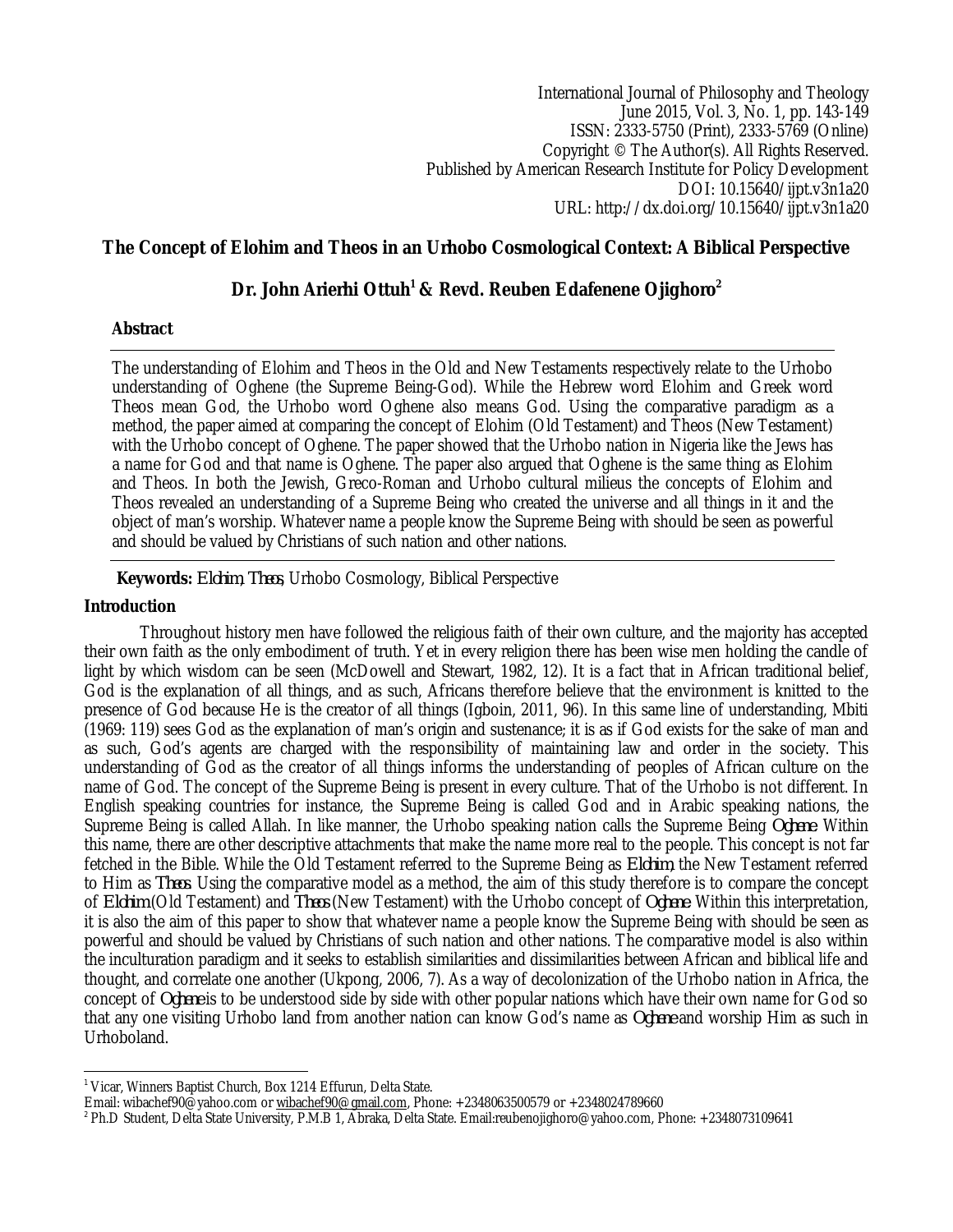International Journal of Philosophy and Theology
June 2015, Vol. 3, No. 1, pp. 143-149
ISSN: 2333-5750 (Print), 2333-5769 (Online)
Copyright © The Author(s). All Rights Reserved.
Published by American Research Institute for Policy Development
DOI: 10.15640/ijpt.v3n1a20
URL: http://dx.doi.org/10.15640/ijpt.v3n1a20

# The Concept of Elohim and Theos in an Urhobo Cosmological Context: A Biblical Perspective

**Dr. John Arierhi Ottuh[1] & Revd. Reuben Edafenene Ojighoro[2]**

## Abstract

The understanding of Elohim and Theos in the Old and New Testaments respectively relate to the Urhobo understanding of Oghene (the Supreme Being-God). While the Hebrew word Elohim and Greek word Theos mean God, the Urhobo word Oghene also means God. Using the comparative paradigm as a method, the paper aimed at comparing the concept of Elohim (Old Testament) and Theos (New Testament) with the Urhobo concept of Oghene. The paper showed that the Urhobo nation in Nigeria like the Jews has a name for God and that name is Oghene. The paper also argued that Oghene is the same thing as Elohim and Theos. In both the Jewish, Greco-Roman and Urhobo cultural milieus the concepts of Elohim and Theos revealed an understanding of a Supreme Being who created the universe and all things in it and the object of man's worship. Whatever name a people know the Supreme Being with should be seen as powerful and should be valued by Christians of such nation and other nations.

**Keywords:** *Elohim*, *Theos*, Urhobo Cosmology, Biblical Perspective

## Introduction

Throughout history men have followed the religious faith of their own culture, and the majority has accepted their own faith as the only embodiment of truth. Yet in every religion there has been wise men holding the candle of light by which wisdom can be seen (McDowell and Stewart, 1982, 12). It is a fact that in African traditional belief, God is the explanation of all things, and as such, Africans therefore believe that the environment is knitted to the presence of God because He is the creator of all things (Igboin, 2011, 96). In this same line of understanding, Mbiti (1969: 119) sees God as the explanation of man's origin and sustenance; it is as if God exists for the sake of man and as such, God's agents are charged with the responsibility of maintaining law and order in the society. This understanding of God as the creator of all things informs the understanding of peoples of African culture on the name of God. The concept of the Supreme Being is present in every culture. That of the Urhobo is not different. In English speaking countries for instance, the Supreme Being is called God and in Arabic speaking nations, the Supreme Being is called Allah. In like manner, the Urhobo speaking nation calls the Supreme Being *Oghene*. Within this name, there are other descriptive attachments that make the name more real to the people. This concept is not far fetched in the Bible. While the Old Testament referred to the Supreme Being as *Elohim*, the New Testament referred to Him as *Theos*. Using the comparative model as a method, the aim of this study therefore is to compare the concept of *Elohim* (Old Testament) and *Theos* (New Testament) with the Urhobo concept of *Oghene*. Within this interpretation, it is also the aim of this paper to show that whatever name a people know the Supreme Being with should be seen as powerful and should be valued by Christians of such nation and other nations. The comparative model is also within the inculturation paradigm and it seeks to establish similarities and dissimilarities between African and biblical life and thought, and correlate one another (Ukpong, 2006, 7). As a way of decolonization of the Urhobo nation in Africa, the concept of *Oghene* is to be understood side by side with other popular nations which have their own name for God so that any one visiting Urhobo land from another nation can know God's name as *Oghene* and worship Him as such in Urhoboland.

---

[1] Vicar, Winners Baptist Church, Box 1214 Effurun, Delta State.
Email: wibachef90@yahoo.com or wibachef90@gmail.com, Phone: +2348063500579 or +2348024789660

[2] Ph.D Student, Delta State University, P.M.B 1, Abraka, Delta State. Email:reubenojighoro@yahoo.com, Phone: +2348073109641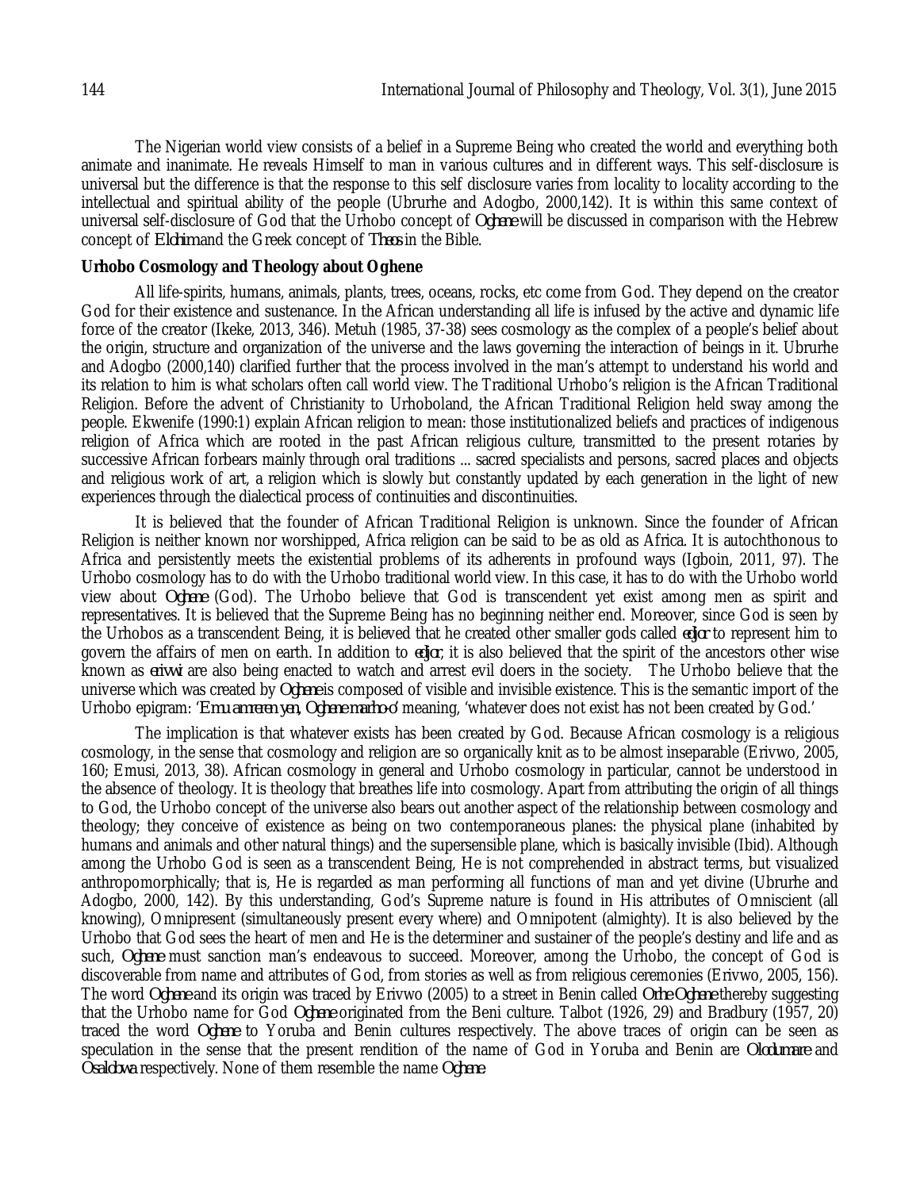The Nigerian world view consists of a belief in a Supreme Being who created the world and everything both animate and inanimate. He reveals Himself to man in various cultures and in different ways. This self-disclosure is universal but the difference is that the response to this self disclosure varies from locality to locality according to the intellectual and spiritual ability of the people (Ubrurhe and Adogbo, 2000,142). It is within this same context of universal self-disclosure of God that the Urhobo concept of *Oghene* will be discussed in comparison with the Hebrew concept of *Elohim* and the Greek concept of *Theos* in the Bible.

**Urhobo Cosmology and Theology about Oghene**

All life-spirits, humans, animals, plants, trees, oceans, rocks, etc come from God. They depend on the creator God for their existence and sustenance. In the African understanding all life is infused by the active and dynamic life force of the creator (Ikeke, 2013, 346). Metuh (1985, 37-38) sees cosmology as the complex of a people's belief about the origin, structure and organization of the universe and the laws governing the interaction of beings in it. Ubrurhe and Adogbo (2000,140) clarified further that the process involved in the man's attempt to understand his world and its relation to him is what scholars often call world view. The Traditional Urhobo's religion is the African Traditional Religion. Before the advent of Christianity to Urhoboland, the African Traditional Religion held sway among the people. Ekwenife (1990:1) explain African religion to mean: those institutionalized beliefs and practices of indigenous religion of Africa which are rooted in the past African religious culture, transmitted to the present rotaries by successive African forbeares mainly through oral traditions ... sacred specialists and persons, sacred places and objects and religious work of art, a religion which is slowly but constantly updated by each generation in the light of new experiences through the dialectical process of continuities and discontinuities.

It is believed that the founder of African Traditional Religion is unknown. Since the founder of African Religion is neither known nor worshipped, Africa religion can be said to be as old as Africa. It is autochthonous to Africa and persistently meets the existential problems of its adherents in profound ways (Igboin, 2011, 97). The Urhobo cosmology has to do with the Urhobo traditional world view. In this case, it has to do with the Urhobo world view about *Oghene* (God). The Urhobo believe that God is transcendent yet exist among men as spirit and representatives. It is believed that the Supreme Being has no beginning neither end. Moreover, since God is seen by the Urhobos as a transcendent Being, it is believed that he created other smaller gods called *edjor* to represent him to govern the affairs of men on earth. In addition to *edjor*, it is also believed that the spirit of the ancestors other wise known as *erivwi* are also being enacted to watch and arrest evil doers in the society. The Urhobo believe that the universe which was created by *Oghene* is composed of visible and invisible existence. This is the semantic import of the Urhobo epigram: '*Emu amreren yen, Oghene marho-o*' meaning, 'whatever does not exist has not been created by God.'

The implication is that whatever exists has been created by God. Because African cosmology is a religious cosmology, in the sense that cosmology and religion are so organically knit as to be almost inseparable (Erivwo, 2005, 160; Emusi, 2013, 38). African cosmology in general and Urhobo cosmology in particular, cannot be understood in the absence of theology. It is theology that breathes life into cosmology. Apart from attributing the origin of all things to God, the Urhobo concept of the universe also bears out another aspect of the relationship between cosmology and theology; they conceive of existence as being on two contemporaneous planes: the physical plane (inhabited by humans and animals and other natural things) and the supersensible plane, which is basically invisible (Ibid). Although among the Urhobo God is seen as a transcendent Being, He is not comprehended in abstract terms, but visualized anthropomorphically; that is, He is regarded as man performing all functions of man and yet divine (Ubrurhe and Adogbo, 2000, 142). By this understanding, God's Supreme nature is found in His attributes of Omniscient (all knowing), Omnipresent (simultaneously present every where) and Omnipotent (almighty). It is also believed by the Urhobo that God sees the heart of men and He is the determiner and sustainer of the people's destiny and life and as such, *Oghene* must sanction man's endeavous to succeed. Moreover, among the Urhobo, the concept of God is discoverable from name and attributes of God, from stories as well as from religious ceremonies (Erivwo, 2005, 156). The word *Oghene* and its origin was traced by Erivwo (2005) to a street in Benin called *Orhe Oghene* thereby suggesting that the Urhobo name for God *Oghene* originated from the Beni culture. Talbot (1926, 29) and Bradbury (1957, 20) traced the word *Oghene* to Yoruba and Benin cultures respectively. The above traces of origin can be seen as speculation in the sense that the present rendition of the name of God in Yoruba and Benin are *Olodumare* and *Osalobwa* respectively. None of them resemble the name *Oghene*.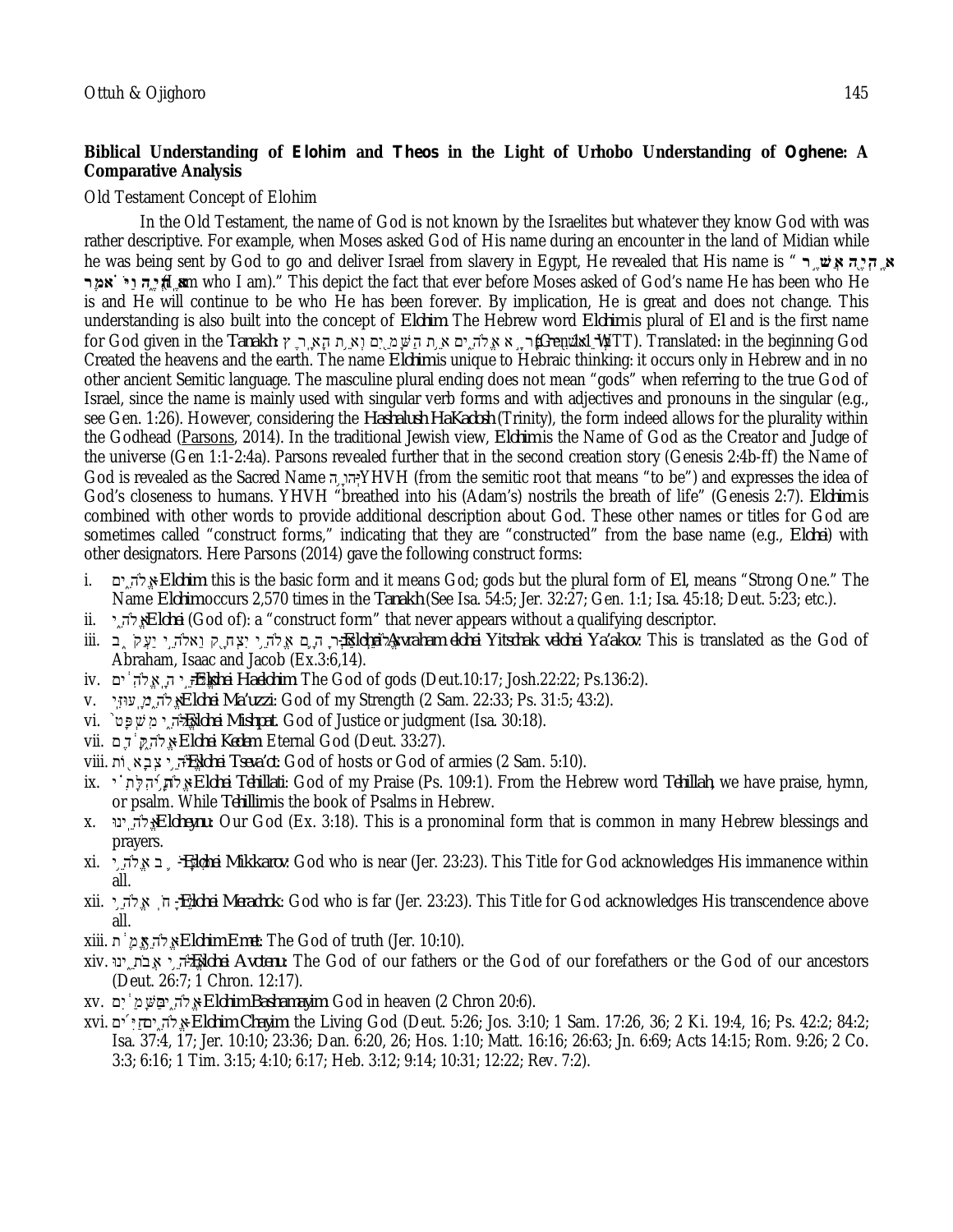**Biblical Understanding of *Elohim* and *Theos* in the Light of Urhobo Understanding of *Oghene*: A Comparative Analysis**

Old Testament Concept of Elohim

In the Old Testament, the name of God is not known by the Israelites but whatever they know God with was rather descriptive. For example, when Moses asked God of His name during an encounter in the land of Midian while he was being sent by God to go and deliver Israel from slavery in Egypt, He revealed that His name is " **אֶהְיֶה אֲשֶׁר אֶהְיֶה** (I am who I am)." This depict the fact that ever before Moses asked of God's name He has been who He is and He will continue to be who He has been forever. By implication, He is great and does not change. This understanding is also built into the concept of *Elohim*. The Hebrew word *Elohim* is plural of *El* and is the first name for God given in the *Tanakh*: בְּרֵאשִׁית בָּרָא אֱלֹהִים אֵת הַשָּׁמַיִם וְאֵת הָאָרֶץ (Genesis 1:1 WTT). Translated: in the beginning God Created the heavens and the earth. The name *Elohim* is unique to Hebraic thinking: it occurs only in Hebrew and in no other ancient Semitic language. The masculine plural ending does not mean "gods" when referring to the true God of Israel, since the name is mainly used with singular verb forms and with adjectives and pronouns in the singular (e.g., see Gen. 1:26). However, considering the *Hashalush HaKadosh* (Trinity), the form indeed allows for the plurality within the Godhead (Parsons, 2014). In the traditional Jewish view, *Elohim* is the Name of God as the Creator and Judge of the universe (Gen 1:1-2:4a). Parsons revealed further that in the second creation story (Genesis 2:4b-ff) the Name of God is revealed as the Sacred Name יְהוָה YHVH (from the semitic root that means "to be") and expresses the idea of God's closeness to humans. YHVH "breathed into his (Adam's) nostrils the breath of life" (Genesis 2:7). *Elohim* is combined with other words to provide additional description about God. These other names or titles for God are sometimes called "construct forms," indicating that they are "constructed" from the base name (e.g., *Elohei*) with other designators. Here Parsons (2014) gave the following construct forms:

i. אֱלֹהִים *Elohim*: this is the basic form and it means God; gods but the plural form of *El*, means "Strong One." The Name *Elohim* occurs 2,570 times in the *Tanakh* (See Isa. 54:5; Jer. 32:27; Gen. 1:1; Isa. 45:18; Deut. 5:23; etc.).
ii. אֱלֹהֵי *Elohei* (God of): a "construct form" that never appears without a qualifying descriptor.
iii. אֱלֹהֵי אַבְרָהָם אֱלֹהֵי יִצְחָק וֵאלֹהֵי יַעֲקֹב *Elohei Avraham elohei Yitschak velohei Ya'akov*: This is translated as the God of Abraham, Isaac and Jacob (Ex.3:6,14).
iv. אֱלֹהֵי הָאֱלֹהִים *Elohei Haelohim*: The God of gods (Deut.10:17; Josh.22:22; Ps.136:2).
v. אֱלֹהֵי מָעוּזִּי *Elohei Ma'uzzi*: God of my Strength (2 Sam. 22:33; Ps. 31:5; 43:2).
vi. אֱלֹהֵי מִשְׁפָּט *Elohei Mishpat*. God of Justice or judgment (Isa. 30:18).
vii. אֱלֹהֵי קֶדֶם *Elohei Kedem*. Eternal God (Deut. 33:27).
viii. אֱלֹהֵי צְבָאוֹת *Elohei Tseva'ot*: God of hosts or God of armies (2 Sam. 5:10).
ix. אֱלֹהֵי תְהִלָּתִי *Elohei Tehillati*: God of my Praise (Ps. 109:1). From the Hebrew word *Tehillah*, we have praise, hymn, or psalm. While *Tehillim* is the book of Psalms in Hebrew.
x. אֱלֹהֵינוּ *Eloheynu*: Our God (Ex. 3:18). This is a pronominal form that is common in many Hebrew blessings and prayers.
xi. אֱלֹהֵי מִקָּרֹב *Elohei Mikkarov*: God who is near (Jer. 23:23). This Title for God acknowledges His immanence within all.
xii. אֱלֹהֵי מֵרָחֹק *Elohei Merachok*: God who is far (Jer. 23:23). This Title for God acknowledges His transcendence above all.
xiii. אֱלֹהִים אֱמֶת *Elohim Emet*: The God of truth (Jer. 10:10).
xiv. אֱלֹהֵי אֲבֹתֵינוּ *Elohei Avotenu*: The God of our fathers or the God of our forefathers or the God of our ancestors (Deut. 26:7; 1 Chron. 12:17).
xv. אֱלֹהִים בַּשָּׁמַיִם *Elohim Bashamayim*. God in heaven (2 Chron 20:6).
xvi. אֱלֹהִים חַיִּים *Elohim Chayim*. the Living God (Deut. 5:26; Jos. 3:10; 1 Sam. 17:26, 36; 2 Ki. 19:4, 16; Ps. 42:2; 84:2; Isa. 37:4, 17; Jer. 10:10; 23:36; Dan. 6:20, 26; Hos. 1:10; Matt. 16:16; 26:63; Jn. 6:69; Acts 14:15; Rom. 9:26; 2 Co. 3:3; 6:16; 1 Tim. 3:15; 4:10; 6:17; Heb. 3:12; 9:14; 10:31; 12:22; Rev. 7:2).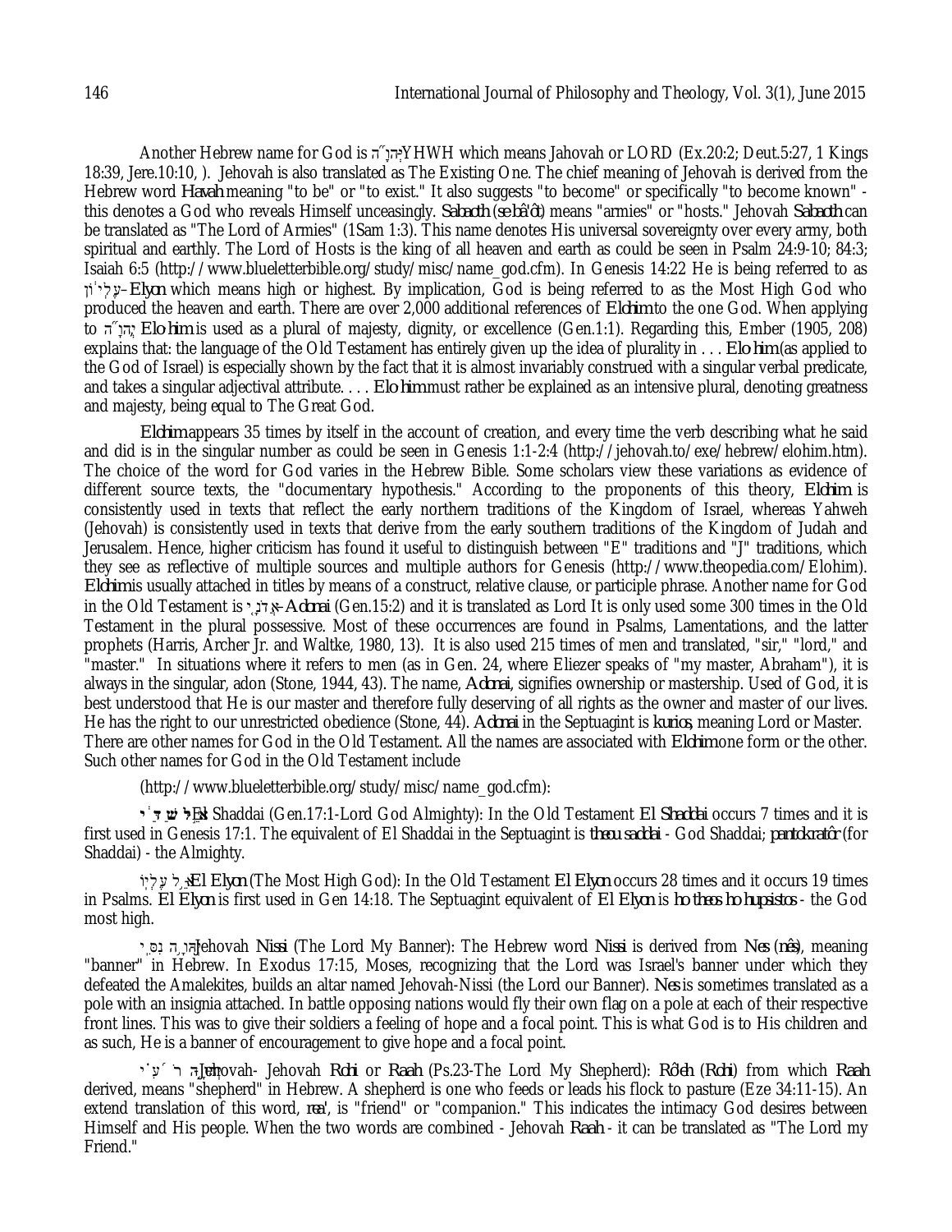Another Hebrew name for God is יְהוָה-YHWH which means Jahovah or LORD (Ex.20:2; Deut.5:27, 1 Kings 18:39, Jere.10:10, ). Jehovah is also translated as The Existing One. The chief meaning of Jehovah is derived from the Hebrew word *Havah* meaning "to be" or "to exist." It also suggests "to become" or specifically "to become known" - this denotes a God who reveals Himself unceasingly. *Sabaoth (se bâ'ôt)* means "armies" or "hosts." Jehovah *Sabaoth* can be translated as "The Lord of Armies" (1Sam 1:3). This name denotes His universal sovereignty over every army, both spiritual and earthly. The Lord of Hosts is the king of all heaven and earth as could be seen in Psalm 24:9-10; 84:3; Isaiah 6:5 (http://www.blueletterbible.org/study/misc/name_god.cfm). In Genesis 14:22 He is being referred to as עֶלְיוֹן–*Elyon* which means high or highest. By implication, God is being referred to as the Most High God who produced the heaven and earth. There are over 2,000 additional references of *Elohim* to the one God. When applying to יְהוָה *Elohim* is used as a plural of majesty, dignity, or excellence (Gen.1:1). Regarding this, Ember (1905, 208) explains that: the language of the Old Testament has entirely given up the idea of plurality in . . . *Elohim* (as applied to the God of Israel) is especially shown by the fact that it is almost invariably construed with a singular verbal predicate, and takes a singular adjectival attribute. . . . *Elohim* must rather be explained as an intensive plural, denoting greatness and majesty, being equal to The Great God.

*Elohim* appears 35 times by itself in the account of creation, and every time the verb describing what he said and did is in the singular number as could be seen in Genesis 1:1-2:4 (http://jehovah.to/exe/hebrew/elohim.htm). The choice of the word for God varies in the Hebrew Bible. Some scholars view these variations as evidence of different source texts, the "documentary hypothesis." According to the proponents of this theory, *Elohim* is consistently used in texts that reflect the early northern traditions of the Kingdom of Israel, whereas Yahweh (Jehovah) is consistently used in texts that derive from the early southern traditions of the Kingdom of Judah and Jerusalem. Hence, higher criticism has found it useful to distinguish between "E" traditions and "J" traditions, which they see as reflective of multiple sources and multiple authors for Genesis (http://www.theopedia.com/Elohim). *Elohim* is usually attached in titles by means of a construct, relative clause, or participle phrase. Another name for God in the Old Testament is אֲדֹנָי–*Adonai* (Gen.15:2) and it is translated as Lord It is only used some 300 times in the Old Testament in the plural possessive. Most of these occurrences are found in Psalms, Lamentations, and the latter prophets (Harris, Archer Jr. and Waltke, 1980, 13). It is also used 215 times of men and translated, "sir," "lord," and "master." In situations where it refers to men (as in Gen. 24, where Eliezer speaks of "my master, Abraham"), it is always in the singular, adon (Stone, 1944, 43). The name, *Adonai*, signifies ownership or mastership. Used of God, it is best understood that He is our master and therefore fully deserving of all rights as the owner and master of our lives. He has the right to our unrestricted obedience (Stone, 44). *Adonai* in the Septuagint is *kurios*, meaning Lord or Master. There are other names for God in the Old Testament. All the names are associated with *Elohim* one form or the other. Such other names for God in the Old Testament include

(http://www.blueletterbible.org/study/misc/name_god.cfm):

אֵל שַׁדַּי-El Shaddai (Gen.17:1-Lord God Almighty): In the Old Testament *El Shaddai* occurs 7 times and it is first used in Genesis 17:1. The equivalent of El Shaddai in the Septuagint is *theou saddai* - God Shaddai; *pantokratôr* (for Shaddai) - the Almighty.

אֵל עֶלְיוֹן-*El Elyon* (The Most High God): In the Old Testament *El Elyon* occurs 28 times and it occurs 19 times in Psalms. *El Elyon* is first used in Gen 14:18. The Septuagint equivalent of *El Elyon* is *ho theos ho hupsistos* - the God most high.

יְהוָה נִסִּי-Jehovah *Nissi* (The Lord My Banner): The Hebrew word *Nissi* is derived from *Nes* (*nês*), meaning "banner" in Hebrew. In Exodus 17:15, Moses, recognizing that the Lord was Israel's banner under which they defeated the Amalekites, builds an altar named Jehovah-Nissi (the Lord our Banner). *Nes* is sometimes translated as a pole with an insignia attached. In battle opposing nations would fly their own flag on a pole at each of their respective front lines. This was to give their soldiers a feeling of hope and a focal point. This is what God is to His children and as such, He is a banner of encouragement to give hope and a focal point.

יְהוָה רֹעִי-Jehovah- Jehovah *Rohi* or *Raah* (Ps.23-The Lord My Shepherd): *Rôeh* (*Rohi*) from which *Raah* derived, means "shepherd" in Hebrew. A shepherd is one who feeds or leads his flock to pasture (Eze 34:11-15). An extend translation of this word, *rea'*, is "friend" or "companion." This indicates the intimacy God desires between Himself and His people. When the two words are combined - Jehovah *Raah* - it can be translated as "The Lord my Friend."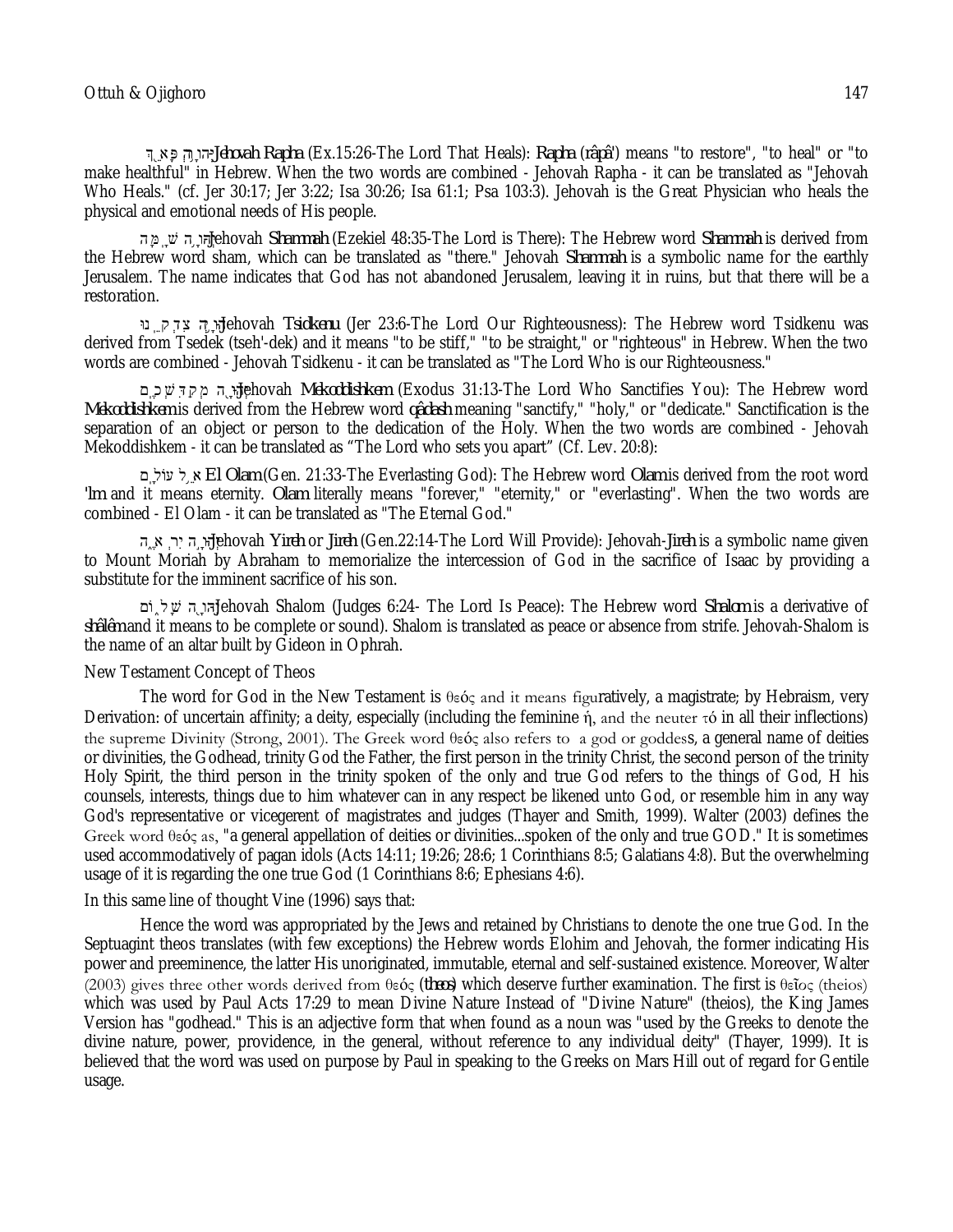יְהוָה רֹפְאֶךָ *Jehovah Rapha* (Ex.15:26-The Lord That Heals): *Rapha* (*râpâ'*) means "to restore", "to heal" or "to make healthful" in Hebrew. When the two words are combined - Jehovah Rapha - it can be translated as "Jehovah Who Heals." (cf. Jer 30:17; Jer 3:22; Isa 30:26; Isa 61:1; Psa 103:3). Jehovah is the Great Physician who heals the physical and emotional needs of His people.

יְהוָה שָׁמָּה Jehovah *Shammah* (Ezekiel 48:35-The Lord is There): The Hebrew word *Shammah* is derived from the Hebrew word sham, which can be translated as "there." Jehovah *Shammah* is a symbolic name for the earthly Jerusalem. The name indicates that God has not abandoned Jerusalem, leaving it in ruins, but that there will be a restoration.

יְהוָה צִדְקֵנוּ Jehovah *Tsidkenu* (Jer 23:6-The Lord Our Righteousness): The Hebrew word Tsidkenu was derived from Tsedek (tseh'-dek) and it means "to be stiff," "to be straight," or "righteous" in Hebrew. When the two words are combined - Jehovah Tsidkenu - it can be translated as "The Lord Who is our Righteousness."

יְהוָה מְקַדִּשְׁכֶם Jehovah *Mekoddishkem* (Exodus 31:13-The Lord Who Sanctifies You): The Hebrew word *Mekoddishkem* is derived from the Hebrew word *qâdash* meaning "sanctify," "holy," or "dedicate." Sanctification is the separation of an object or person to the dedication of the Holy. When the two words are combined - Jehovah Mekoddishkem - it can be translated as "The Lord who sets you apart" (Cf. Lev. 20:8):

אֵל עוֹלָם *El Olam* (Gen. 21:33-The Everlasting God): The Hebrew word *Olam* is derived from the root word *'lm* and it means eternity. *Olam* literally means "forever," "eternity," or "everlasting". When the two words are combined - El Olam - it can be translated as "The Eternal God."

יְהוָה יִרְאֶה Jehovah *Yireh* or *Jireh* (Gen.22:14-The Lord Will Provide): Jehovah-*Jireh* is a symbolic name given to Mount Moriah by Abraham to memorialize the intercession of God in the sacrifice of Isaac by providing a substitute for the imminent sacrifice of his son.

יְהוָה שָׁלוֹם Jehovah Shalom (Judges 6:24- The Lord Is Peace): The Hebrew word *Shalom* is a derivative of *shâlêm* and it means to be complete or sound). Shalom is translated as peace or absence from strife. Jehovah-Shalom is the name of an altar built by Gideon in Ophrah.

New Testament Concept of Theos

The word for God in the New Testament is θεός and it means figuratively, a magistrate; by Hebraism, very Derivation: of uncertain affinity; a deity, especially (including the feminine ἡ, and the neuter τό in all their inflections) the supreme Divinity (Strong, 2001). The Greek word θεός also refers to a god or goddess, a general name of deities or divinities, the Godhead, trinity God the Father, the first person in the trinity Christ, the second person of the trinity Holy Spirit, the third person in the trinity spoken of the only and true God refers to the things of God, H his counsels, interests, things due to him whatever can in any respect be likened unto God, or resemble him in any way God's representative or vicegerent of magistrates and judges (Thayer and Smith, 1999). Walter (2003) defines the Greek word θεός as, "a general appellation of deities or divinities...spoken of the only and true GOD." It is sometimes used accommodatively of pagan idols (Acts 14:11; 19:26; 28:6; 1 Corinthians 8:5; Galatians 4:8). But the overwhelming usage of it is regarding the one true God (1 Corinthians 8:6; Ephesians 4:6).

In this same line of thought Vine (1996) says that:

Hence the word was appropriated by the Jews and retained by Christians to denote the one true God. In the Septuagint theos translates (with few exceptions) the Hebrew words Elohim and Jehovah, the former indicating His power and preeminence, the latter His unoriginated, immutable, eternal and self-sustained existence. Moreover, Walter (2003) gives three other words derived from θεός (*theos*) which deserve further examination. The first is θεῖος (theios) which was used by Paul Acts 17:29 to mean Divine Nature Instead of "Divine Nature" (theios), the King James Version has "godhead." This is an adjective form that when found as a noun was "used by the Greeks to denote the divine nature, power, providence, in the general, without reference to any individual deity" (Thayer, 1999). It is believed that the word was used on purpose by Paul in speaking to the Greeks on Mars Hill out of regard for Gentile usage.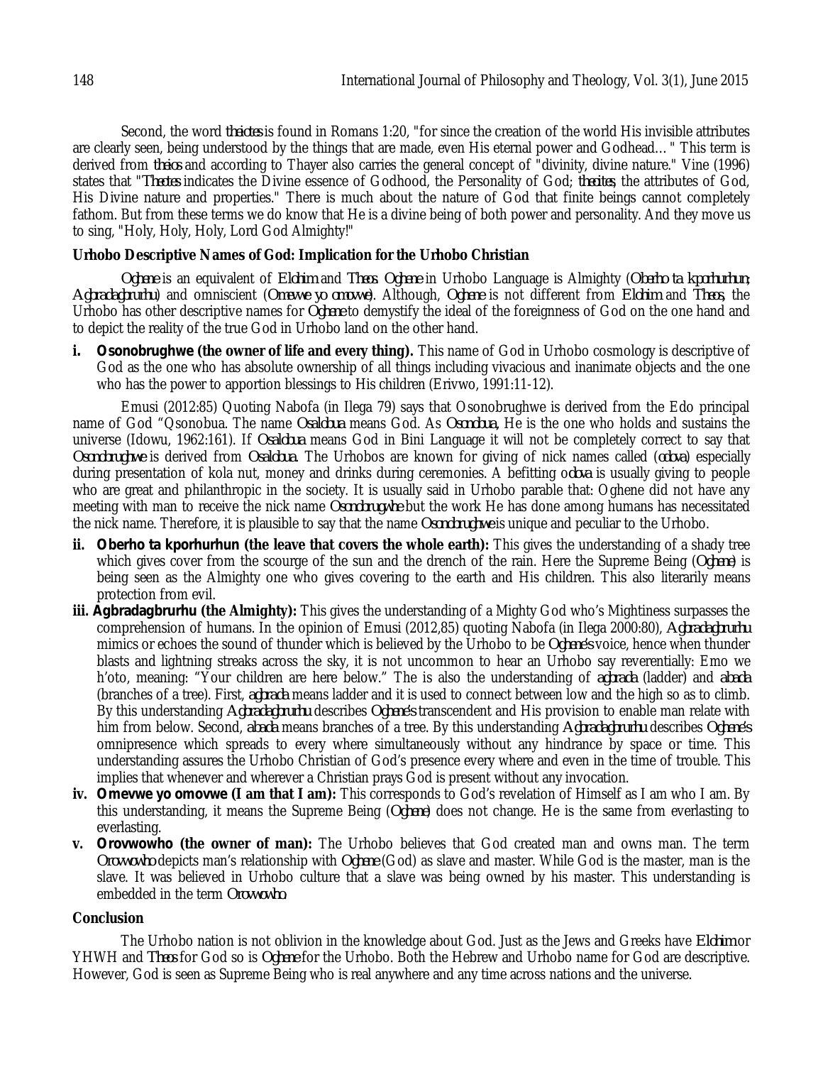Second, the word *theiotes* is found in Romans 1:20, "for since the creation of the world His invisible attributes are clearly seen, being understood by the things that are made, even His eternal power and Godhead… " This term is derived from *theios* and according to Thayer also carries the general concept of "divinity, divine nature." Vine (1996) states that "*Theotes* indicates the Divine essence of Godhood, the Personality of God; *theiotes*, the attributes of God, His Divine nature and properties." There is much about the nature of God that finite beings cannot completely fathom. But from these terms we do know that He is a divine being of both power and personality. And they move us to sing, "Holy, Holy, Holy, Lord God Almighty!"

**Urhobo Descriptive Names of God: Implication for the Urhobo Christian**

*Oghene* is an equivalent of *Elohim* and *Theos*. *Oghene* in Urhobo Language is Almighty (*Oberho ta kporhurhun; Agbradagbrurhu*) and omniscient (*Omevwe yo omovwe*). Although, *Oghene* is not different from *Elohim* and *Theos*, the Urhobo has other descriptive names for *Oghene* to demystify the ideal of the foreignness of God on the one hand and to depict the reality of the true God in Urhobo land on the other hand.

**i. Osonobrughwe (the owner of life and every thing).** This name of God in Urhobo cosmology is descriptive of God as the one who has absolute ownership of all things including vivacious and inanimate objects and the one who has the power to apportion blessings to His children (Erivwo, 1991:11-12).

Emusi (2012:85) Quoting Nabofa (in Ilega 79) says that Osonobrughwe is derived from the Edo principal name of God "Osonobua. The name *Osalobua* means God. As *Osonobua*, He is the one who holds and sustains the universe (Idowu, 1962:161). If *Osalobua* means God in Bini Language it will not be completely correct to say that *Osonobrughwe* is derived from *Osalobua*. The Urhobos are known for giving of nick names called (*odova*) especially during presentation of kola nut, money and drinks during ceremonies. A befitting *odova* is usually giving to people who are great and philanthropic in the society. It is usually said in Urhobo parable that: Oghene did not have any meeting with man to receive the nick name *Osonobrugwhe* but the work He has done among humans has necessitated the nick name. Therefore, it is plausible to say that the name *Osonobrughwe* is unique and peculiar to the Urhobo.

**ii. Oberho ta kporhurhun (the leave that covers the whole earth):** This gives the understanding of a shady tree which gives cover from the scourge of the sun and the drench of the rain. Here the Supreme Being (*Oghene*) is being seen as the Almighty one who gives covering to the earth and His children. This also literarily means protection from evil.

**iii. Agbradagbrurhu (the Almighty):** This gives the understanding of a Mighty God who's Mightiness surpasses the comprehension of humans. In the opinion of Emusi (2012,85) quoting Nabofa (in Ilega 2000:80), *Agbradagbrurhu* mimics or echoes the sound of thunder which is believed by the Urhobo to be *Oghene's* voice, hence when thunder blasts and lightning streaks across the sky, it is not uncommon to hear an Urhobo say reverentially: Emo we h'oto, meaning: "Your children are here below." The is also the understanding of *agbrada* (ladder) and *abada* (branches of a tree). First, *agbrada* means ladder and it is used to connect between low and the high so as to climb. By this understanding *Agbradagbrurhu* describes *Oghene's* transcendent and His provision to enable man relate with him from below. Second, *abada* means branches of a tree. By this understanding *Agbradagbrurhu* describes *Oghene's* omnipresence which spreads to every where simultaneously without any hindrance by space or time. This understanding assures the Urhobo Christian of God's presence every where and even in the time of trouble. This implies that whenever and wherever a Christian prays God is present without any invocation.

**iv. Omevwe yo omovwe (I am that I am):** This corresponds to God's revelation of Himself as I am who I am. By this understanding, it means the Supreme Being (*Oghene*) does not change. He is the same from everlasting to everlasting.

**v. Orovwowho (the owner of man):** The Urhobo believes that God created man and owns man. The term *Orovwowho* depicts man's relationship with *Oghene* (God) as slave and master. While God is the master, man is the slave. It was believed in Urhobo culture that a slave was being owned by his master. This understanding is embedded in the term *Orovwowho*.

**Conclusion**

The Urhobo nation is not oblivion in the knowledge about God. Just as the Jews and Greeks have *Elohim* or YHWH and *Theos* for God so is *Oghene* for the Urhobo. Both the Hebrew and Urhobo name for God are descriptive. However, God is seen as Supreme Being who is real anywhere and any time across nations and the universe.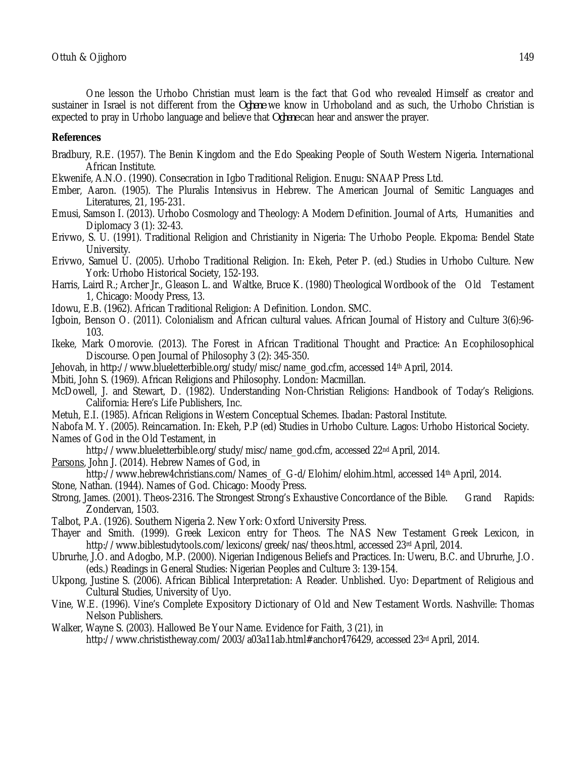One lesson the Urhobo Christian must learn is the fact that God who revealed Himself as creator and sustainer in Israel is not different from the *Oghene* we know in Urhoboland and as such, the Urhobo Christian is expected to pray in Urhobo language and believe that *Oghene* can hear and answer the prayer.

## References

Bradbury, R.E. (1957). The Benin Kingdom and the Edo Speaking People of South Western Nigeria. International African Institute.

Ekwenife, A.N.O. (1990). Consecration in Igbo Traditional Religion. Enugu: SNAAP Press Ltd.

Ember, Aaron. (1905). The Pluralis Intensivus in Hebrew. The American Journal of Semitic Languages and Literatures, 21, 195-231.

Emusi, Samson I. (2013). Urhobo Cosmology and Theology: A Modern Definition. Journal of Arts, Humanities and Diplomacy 3 (1): 32-43.

Erivwo, S. U. (1991). Traditional Religion and Christianity in Nigeria: The Urhobo People. Ekpoma: Bendel State University.

Erivwo, Samuel U. (2005). Urhobo Traditional Religion. In: Ekeh, Peter P. (ed.) Studies in Urhobo Culture. New York: Urhobo Historical Society, 152-193.

Harris, Laird R.; Archer Jr., Gleason L. and Waltke, Bruce K. (1980) Theological Wordbook of the Old Testament 1, Chicago: Moody Press, 13.

Idowu, E.B. (1962). African Traditional Religion: A Definition. London. SMC.

Igboin, Benson O. (2011). Colonialism and African cultural values. African Journal of History and Culture 3(6):96-103.

Ikeke, Mark Omorovie. (2013). The Forest in African Traditional Thought and Practice: An Ecophilosophical Discourse. Open Journal of Philosophy 3 (2): 345-350.

Jehovah, in http://www.blueletterbible.org/study/misc/name_god.cfm, accessed 14th April, 2014.

Mbiti, John S. (1969). African Religions and Philosophy. London: Macmillan.

McDowell, J. and Stewart, D. (1982). Understanding Non-Christian Religions: Handbook of Today's Religions. California: Here's Life Publishers, Inc.

Metuh, E.I. (1985). African Religions in Western Conceptual Schemes. Ibadan: Pastoral Institute.

Nabofa M. Y. (2005). Reincarnation. In: Ekeh, P.P (ed) Studies in Urhobo Culture. Lagos: Urhobo Historical Society.

Names of God in the Old Testament, in http://www.blueletterbible.org/study/misc/name_god.cfm, accessed 22nd April, 2014.

Parsons, John J. (2014). Hebrew Names of God, in http://www.hebrew4christians.com/Names_of_G-d/Elohim/elohim.html, accessed 14th April, 2014.

Stone, Nathan. (1944). Names of God. Chicago: Moody Press.

Strong, James. (2001). Theos-2316. The Strongest Strong's Exhaustive Concordance of the Bible. Grand Rapids: Zondervan, 1503.

Talbot, P.A. (1926). Southern Nigeria 2. New York: Oxford University Press.

Thayer and Smith. (1999). Greek Lexicon entry for Theos. The NAS New Testament Greek Lexicon, in http://www.biblestudytools.com/lexicons/greek/nas/theos.html, accessed 23rd April, 2014.

Ubrurhe, J.O. and Adogbo, M.P. (2000). Nigerian Indigenous Beliefs and Practices. In: Uweru, B.C. and Ubrurhe, J.O. (eds.) Readings in General Studies: Nigerian Peoples and Culture 3: 139-154.

Ukpong, Justine S. (2006). African Biblical Interpretation: A Reader. Unblished. Uyo: Department of Religious and Cultural Studies, University of Uyo.

Vine, W.E. (1996). Vine's Complete Expository Dictionary of Old and New Testament Words. Nashville: Thomas Nelson Publishers.

Walker, Wayne S. (2003). Hallowed Be Your Name. Evidence for Faith, 3 (21), in http://www.christistheway.com/2003/a03a11ab.html#anchor476429, accessed 23rd April, 2014.